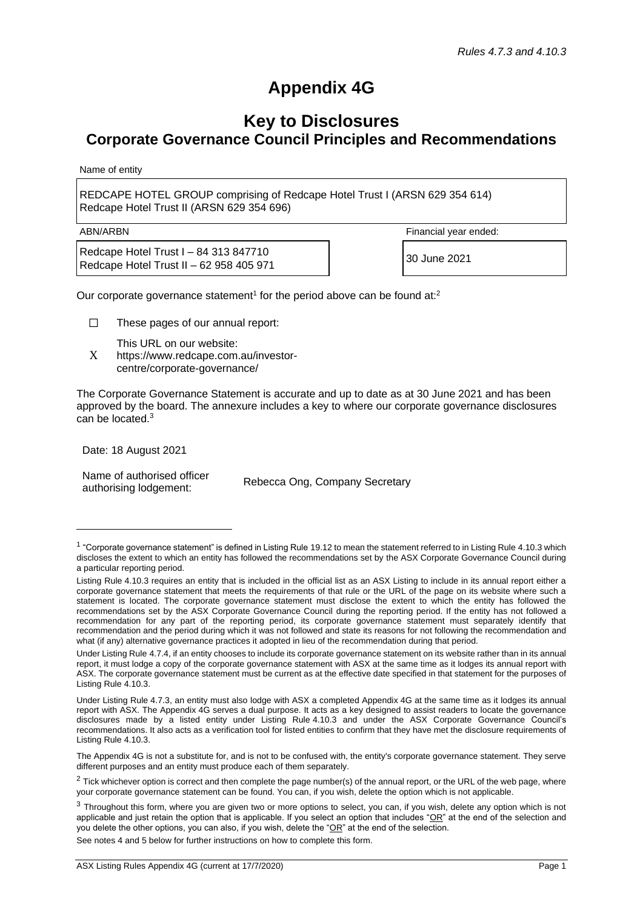*Rules 4.7.3 and 4.10.3*

# Appendix 4G

## Key to Disclosures
## Corporate Governance Council Principles and Recommendations

Name of entity

| REDCAPE HOTEL GROUP comprising of Redcape Hotel Trust I (ARSN 629 354 614) Redcape Hotel Trust II (ARSN 629 354 696) |
|---|

| ABN/ARBN | Financial year ended: |
|---|---|
| Redcape Hotel Trust I – 84 313 847710<br>Redcape Hotel Trust II – 62 958 405 971 | 30 June 2021 |

Our corporate governance statement[1] for the period above can be found at:[2]

☐ These pages of our annual report:

X This URL on our website: https://www.redcape.com.au/investor-centre/corporate-governance/

The Corporate Governance Statement is accurate and up to date as at 30 June 2021 and has been approved by the board. The annexure includes a key to where our corporate governance disclosures can be located.[3]

Date: 18 August 2021

Name of authorised officer authorising lodgement: Rebecca Ong, Company Secretary

---

[1] "Corporate governance statement" is defined in Listing Rule 19.12 to mean the statement referred to in Listing Rule 4.10.3 which discloses the extent to which an entity has followed the recommendations set by the ASX Corporate Governance Council during a particular reporting period.

Listing Rule 4.10.3 requires an entity that is included in the official list as an ASX Listing to include in its annual report either a corporate governance statement that meets the requirements of that rule or the URL of the page on its website where such a statement is located. The corporate governance statement must disclose the extent to which the entity has followed the recommendations set by the ASX Corporate Governance Council during the reporting period. If the entity has not followed a recommendation for any part of the reporting period, its corporate governance statement must separately identify that recommendation and the period during which it was not followed and state its reasons for not following the recommendation and what (if any) alternative governance practices it adopted in lieu of the recommendation during that period.

Under Listing Rule 4.7.4, if an entity chooses to include its corporate governance statement on its website rather than in its annual report, it must lodge a copy of the corporate governance statement with ASX at the same time as it lodges its annual report with ASX. The corporate governance statement must be current as at the effective date specified in that statement for the purposes of Listing Rule 4.10.3.

Under Listing Rule 4.7.3, an entity must also lodge with ASX a completed Appendix 4G at the same time as it lodges its annual report with ASX. The Appendix 4G serves a dual purpose. It acts as a key designed to assist readers to locate the governance disclosures made by a listed entity under Listing Rule 4.10.3 and under the ASX Corporate Governance Council's recommendations. It also acts as a verification tool for listed entities to confirm that they have met the disclosure requirements of Listing Rule 4.10.3.

The Appendix 4G is not a substitute for, and is not to be confused with, the entity's corporate governance statement. They serve different purposes and an entity must produce each of them separately.

[2] Tick whichever option is correct and then complete the page number(s) of the annual report, or the URL of the web page, where your corporate governance statement can be found. You can, if you wish, delete the option which is not applicable.

[3] Throughout this form, where you are given two or more options to select, you can, if you wish, delete any option which is not applicable and just retain the option that is applicable. If you select an option that includes "OR" at the end of the selection and you delete the other options, you can also, if you wish, delete the "OR" at the end of the selection.

See notes 4 and 5 below for further instructions on how to complete this form.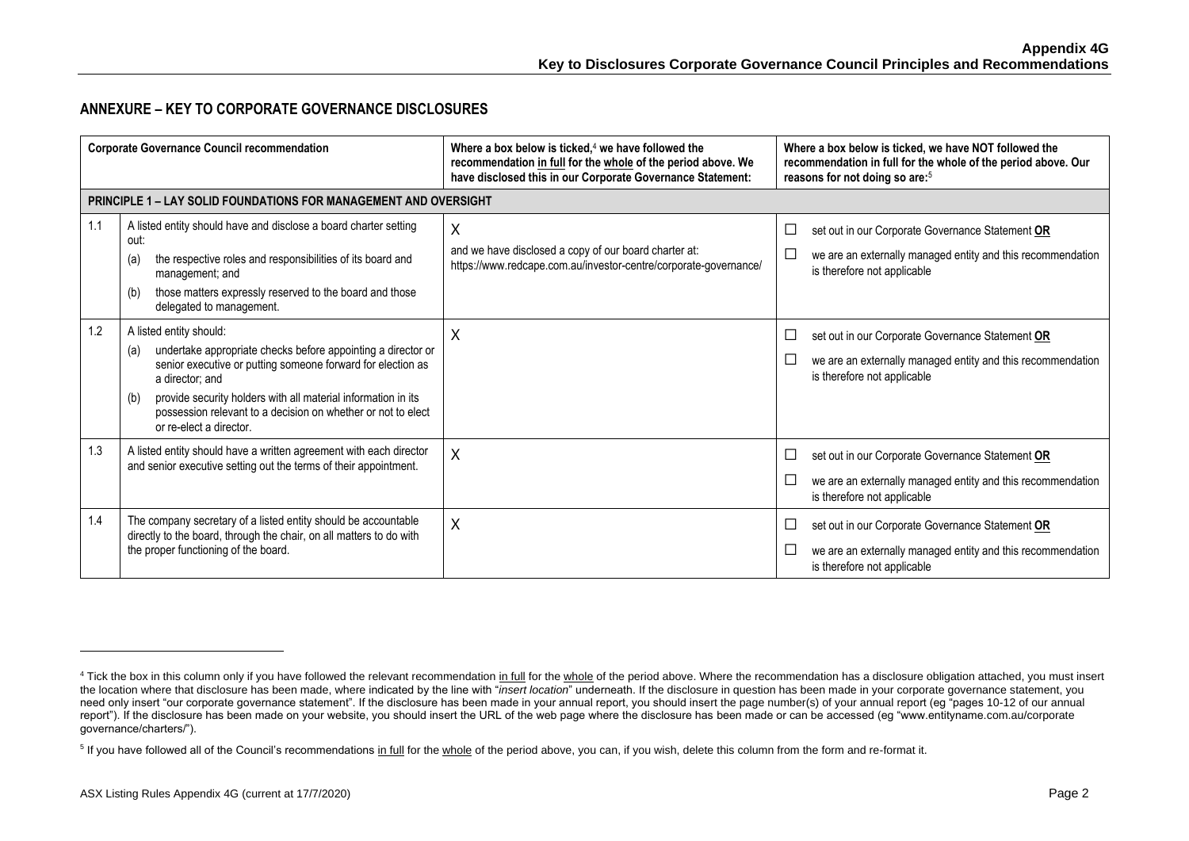## ANNEXURE – KEY TO CORPORATE GOVERNANCE DISCLOSURES

| | Corporate Governance Council recommendation | Where a box below is ticked,[4] we have followed the recommendation in full for the whole of the period above. We have disclosed this in our Corporate Governance Statement: | Where a box below is ticked, we have NOT followed the recommendation in full for the whole of the period above. Our reasons for not doing so are:[5] |
|---|---|---|---|
| **PRINCIPLE 1 – LAY SOLID FOUNDATIONS FOR MANAGEMENT AND OVERSIGHT** | | | |
| 1.1 | A listed entity should have and disclose a board charter setting out:<br>(a) the respective roles and responsibilities of its board and management; and<br>(b) those matters expressly reserved to the board and those delegated to management. | X<br>and we have disclosed a copy of our board charter at:<br>https://www.redcape.com.au/investor-centre/corporate-governance/ | ☐ set out in our Corporate Governance Statement **OR**<br>☐ we are an externally managed entity and this recommendation is therefore not applicable |
| 1.2 | A listed entity should:<br>(a) undertake appropriate checks before appointing a director or senior executive or putting someone forward for election as a director; and<br>(b) provide security holders with all material information in its possession relevant to a decision on whether or not to elect or re-elect a director. | X | ☐ set out in our Corporate Governance Statement **OR**<br>☐ we are an externally managed entity and this recommendation is therefore not applicable |
| 1.3 | A listed entity should have a written agreement with each director and senior executive setting out the terms of their appointment. | X | ☐ set out in our Corporate Governance Statement **OR**<br>☐ we are an externally managed entity and this recommendation is therefore not applicable |
| 1.4 | The company secretary of a listed entity should be accountable directly to the board, through the chair, on all matters to do with the proper functioning of the board. | X | ☐ set out in our Corporate Governance Statement **OR**<br>☐ we are an externally managed entity and this recommendation is therefore not applicable |

[4] Tick the box in this column only if you have followed the relevant recommendation in full for the whole of the period above. Where the recommendation has a disclosure obligation attached, you must insert the location where that disclosure has been made, where indicated by the line with "*insert location*" underneath. If the disclosure in question has been made in your corporate governance statement, you need only insert "our corporate governance statement". If the disclosure has been made in your annual report, you should insert the page number(s) of your annual report (eg "pages 10-12 of our annual report"). If the disclosure has been made on your website, you should insert the URL of the web page where the disclosure has been made or can be accessed (eg "www.entityname.com.au/corporate governance/charters/").

[5] If you have followed all of the Council's recommendations in full for the whole of the period above, you can, if you wish, delete this column from the form and re-format it.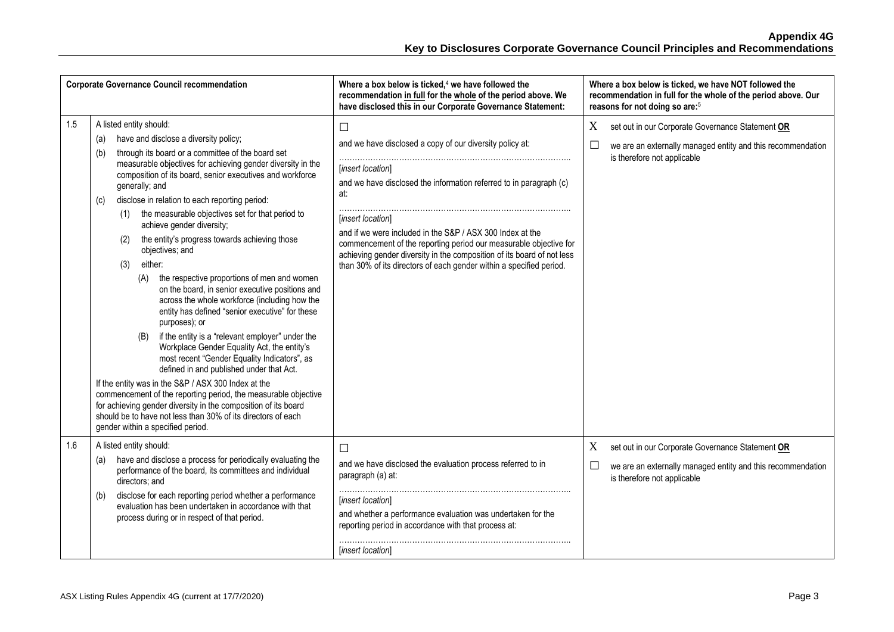| | Corporate Governance Council recommendation | Where a box below is ticked,[4] we have followed the recommendation <u>in full</u> for the <u>whole</u> of the period above. We have disclosed this in our Corporate Governance Statement: | Where a box below is ticked, we have NOT followed the recommendation in full for the whole of the period above. Our reasons for not doing so are:[5] |
|---|---|---|---|
| 1.5 | A listed entity should:<br>(a) have and disclose a diversity policy;<br>(b) through its board or a committee of the board set measurable objectives for achieving gender diversity in the composition of its board, senior executives and workforce generally; and<br>(c) disclose in relation to each reporting period:<br>(1) the measurable objectives set for that period to achieve gender diversity;<br>(2) the entity's progress towards achieving those objectives; and<br>(3) either:<br>(A) the respective proportions of men and women on the board, in senior executive positions and across the whole workforce (including how the entity has defined "senior executive" for these purposes); or<br>(B) if the entity is a "relevant employer" under the Workplace Gender Equality Act, the entity's most recent "Gender Equality Indicators", as defined in and published under that Act.<br>If the entity was in the S&P / ASX 300 Index at the commencement of the reporting period, the measurable objective for achieving gender diversity in the composition of its board should be to have not less than 30% of its directors of each gender within a specified period. | ☐<br>and we have disclosed a copy of our diversity policy at:<br>…………………………………………………………………………..<br>*[insert location]*<br>and we have disclosed the information referred to in paragraph (c) at:<br>…………………………………………………………………………..<br>*[insert location]*<br>and if we were included in the S&P / ASX 300 Index at the commencement of the reporting period our measurable objective for achieving gender diversity in the composition of its board of not less than 30% of its directors of each gender within a specified period. | X set out in our Corporate Governance Statement **<u>OR</u>**<br>☐ we are an externally managed entity and this recommendation is therefore not applicable |
| 1.6 | A listed entity should:<br>(a) have and disclose a process for periodically evaluating the performance of the board, its committees and individual directors; and<br>(b) disclose for each reporting period whether a performance evaluation has been undertaken in accordance with that process during or in respect of that period. | ☐<br>and we have disclosed the evaluation process referred to in paragraph (a) at:<br>…………………………………………………………………………..<br>*[insert location]*<br>and whether a performance evaluation was undertaken for the reporting period in accordance with that process at:<br>…………………………………………………………………………..<br>*[insert location]* | X set out in our Corporate Governance Statement **<u>OR</u>**<br>☐ we are an externally managed entity and this recommendation is therefore not applicable |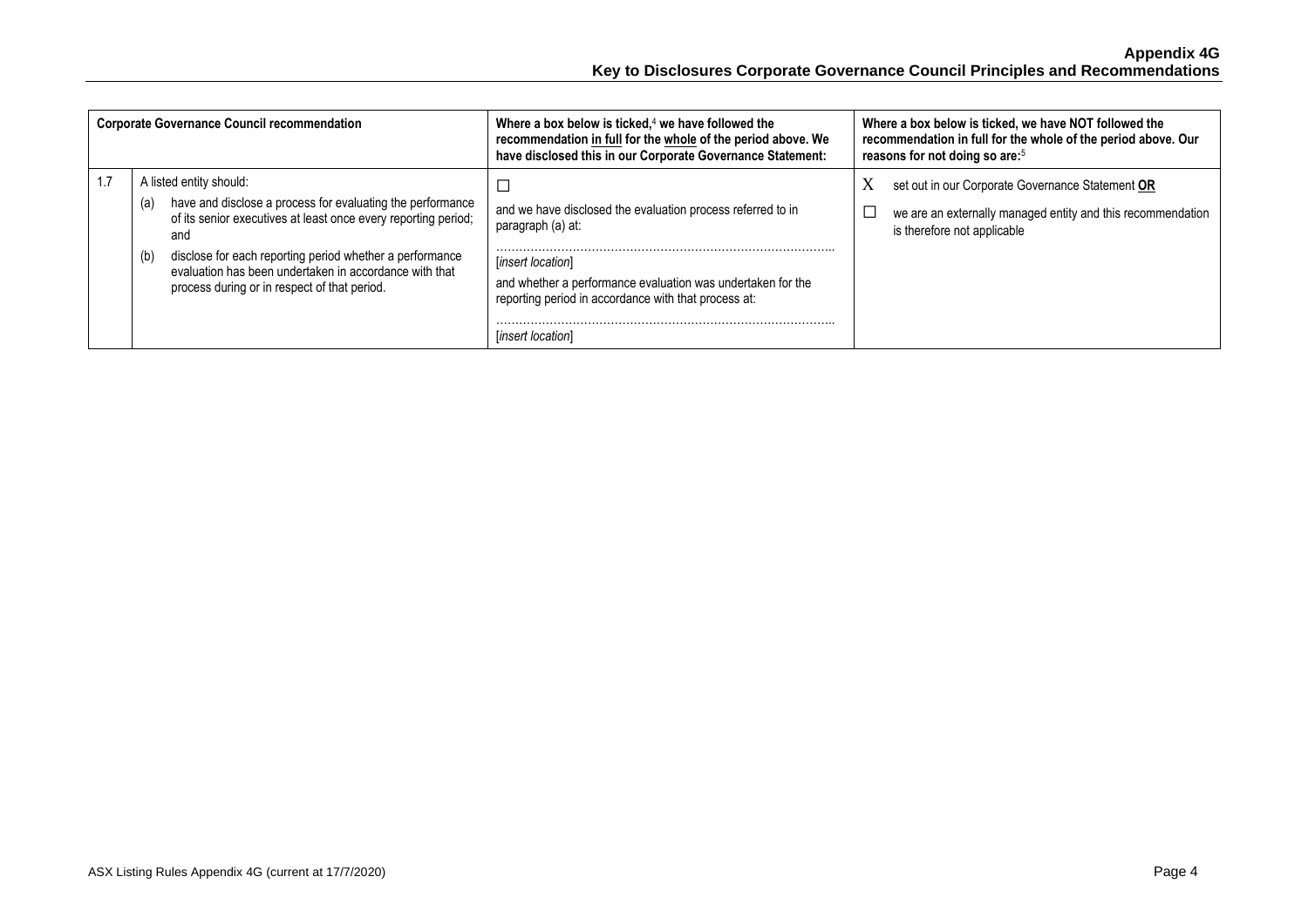| | Corporate Governance Council recommendation | Where a box below is ticked,[4] we have followed the recommendation <u>in full</u> for the <u>whole</u> of the period above. We have disclosed this in our Corporate Governance Statement: | Where a box below is ticked, we have NOT followed the recommendation in full for the whole of the period above. Our reasons for not doing so are:[5] |
|---|---|---|---|
| 1.7 | A listed entity should:<br>(a) have and disclose a process for evaluating the performance of its senior executives at least once every reporting period; and<br>(b) disclose for each reporting period whether a performance evaluation has been undertaken in accordance with that process during or in respect of that period. | ☐<br>and we have disclosed the evaluation process referred to in paragraph (a) at:<br>……………………………………………………………………………..<br>[*insert location*]<br>and whether a performance evaluation was undertaken for the reporting period in accordance with that process at:<br>……………………………………………………………………………..<br>[*insert location*] | X set out in our Corporate Governance Statement **<u>OR</u>**<br>☐ we are an externally managed entity and this recommendation is therefore not applicable |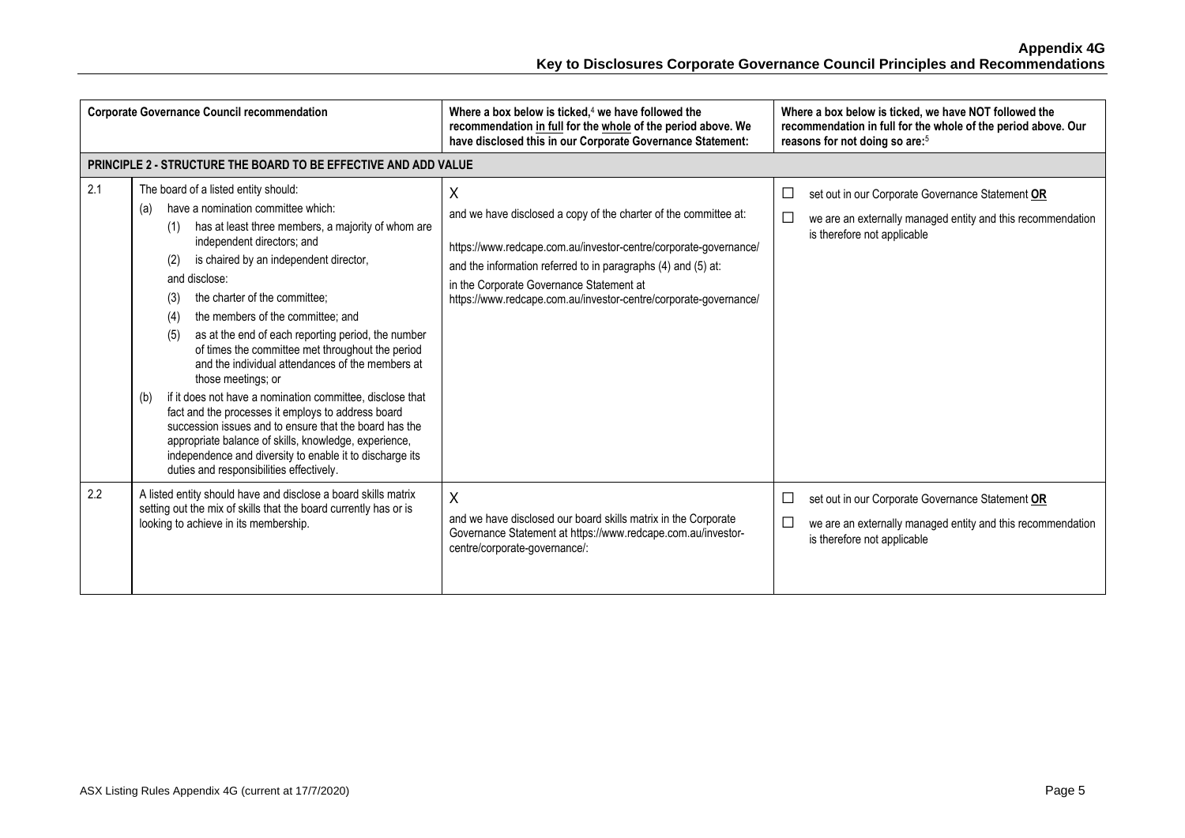# Appendix 4G
## Key to Disclosures Corporate Governance Council Principles and Recommendations

| | Corporate Governance Council recommendation | Where a box below is ticked,[4] we have followed the recommendation in full for the whole of the period above. We have disclosed this in our Corporate Governance Statement: | Where a box below is ticked, we have NOT followed the recommendation in full for the whole of the period above. Our reasons for not doing so are:[5] |
|---|---|---|---|
| **PRINCIPLE 2 - STRUCTURE THE BOARD TO BE EFFECTIVE AND ADD VALUE** | | | |
| 2.1 | The board of a listed entity should:<br>(a) have a nomination committee which:<br>(1) has at least three members, a majority of whom are independent directors; and<br>(2) is chaired by an independent director,<br>and disclose:<br>(3) the charter of the committee;<br>(4) the members of the committee; and<br>(5) as at the end of each reporting period, the number of times the committee met throughout the period and the individual attendances of the members at those meetings; or<br>(b) if it does not have a nomination committee, disclose that fact and the processes it employs to address board succession issues and to ensure that the board has the appropriate balance of skills, knowledge, experience, independence and diversity to enable it to discharge its duties and responsibilities effectively. | X<br>and we have disclosed a copy of the charter of the committee at:<br>https://www.redcape.com.au/investor-centre/corporate-governance/<br>and the information referred to in paragraphs (4) and (5) at:<br>in the Corporate Governance Statement at https://www.redcape.com.au/investor-centre/corporate-governance/ | ☐ set out in our Corporate Governance Statement **OR**<br>☐ we are an externally managed entity and this recommendation is therefore not applicable |
| 2.2 | A listed entity should have and disclose a board skills matrix setting out the mix of skills that the board currently has or is looking to achieve in its membership. | X<br>and we have disclosed our board skills matrix in the Corporate Governance Statement at https://www.redcape.com.au/investor-centre/corporate-governance/: | ☐ set out in our Corporate Governance Statement **OR**<br>☐ we are an externally managed entity and this recommendation is therefore not applicable |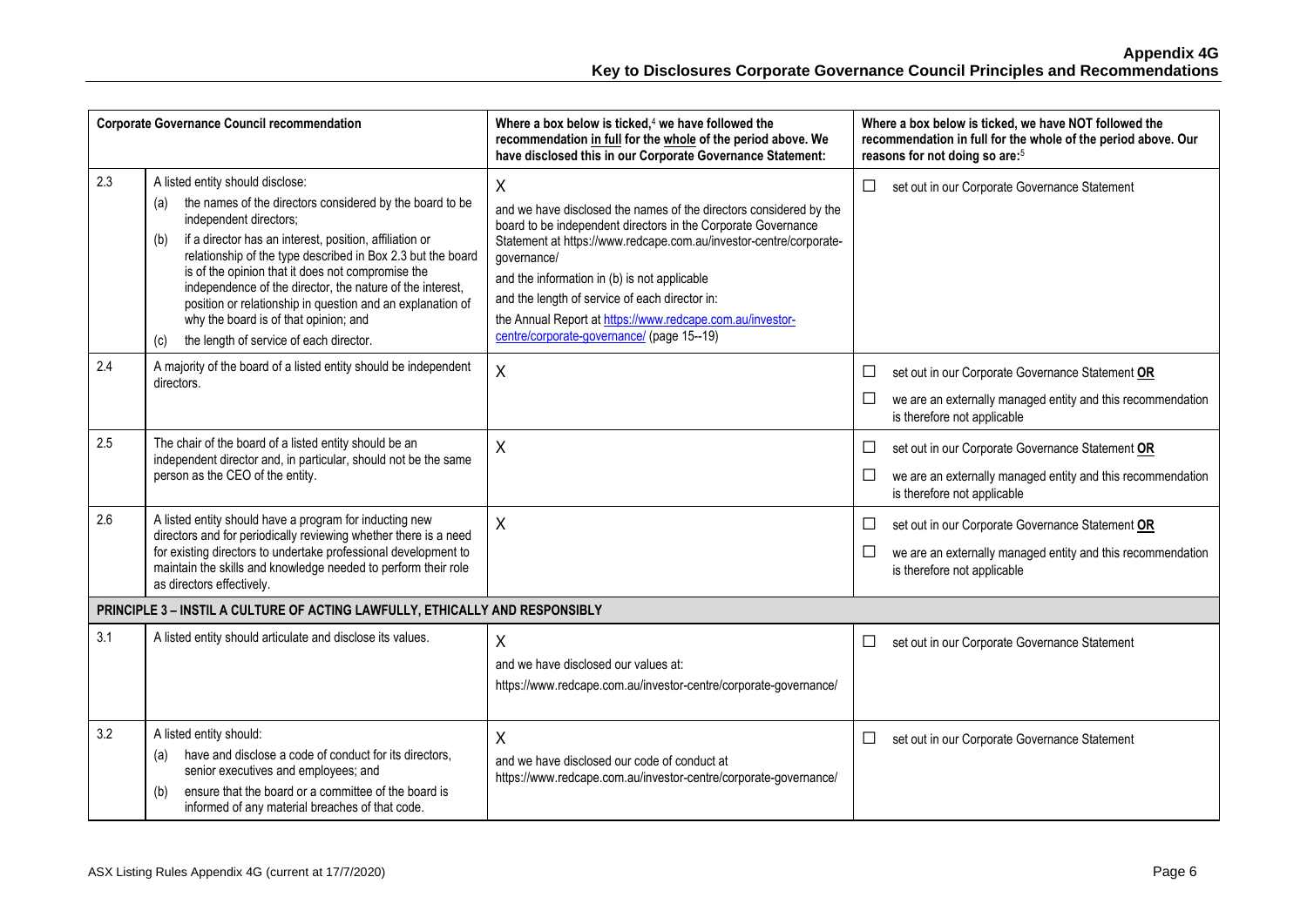| | Corporate Governance Council recommendation | Where a box below is ticked,[4] we have followed the recommendation in full for the whole of the period above. We have disclosed this in our Corporate Governance Statement: | Where a box below is ticked, we have NOT followed the recommendation in full for the whole of the period above. Our reasons for not doing so are:[5] |
|---|---|---|---|
| 2.3 | A listed entity should disclose:<br>(a) the names of the directors considered by the board to be independent directors;<br>(b) if a director has an interest, position, affiliation or relationship of the type described in Box 2.3 but the board is of the opinion that it does not compromise the independence of the director, the nature of the interest, position or relationship in question and an explanation of why the board is of that opinion; and<br>(c) the length of service of each director. | X<br>and we have disclosed the names of the directors considered by the board to be independent directors in the Corporate Governance Statement at https://www.redcape.com.au/investor-centre/corporate-governance/<br>and the information in (b) is not applicable<br>and the length of service of each director in:<br>the Annual Report at https://www.redcape.com.au/investor-centre/corporate-governance/ (page 15--19) | ☐ set out in our Corporate Governance Statement |
| 2.4 | A majority of the board of a listed entity should be independent directors. | X | ☐ set out in our Corporate Governance Statement **OR**<br>☐ we are an externally managed entity and this recommendation is therefore not applicable |
| 2.5 | The chair of the board of a listed entity should be an independent director and, in particular, should not be the same person as the CEO of the entity. | X | ☐ set out in our Corporate Governance Statement **OR**<br>☐ we are an externally managed entity and this recommendation is therefore not applicable |
| 2.6 | A listed entity should have a program for inducting new directors and for periodically reviewing whether there is a need for existing directors to undertake professional development to maintain the skills and knowledge needed to perform their role as directors effectively. | X | ☐ set out in our Corporate Governance Statement **OR**<br>☐ we are an externally managed entity and this recommendation is therefore not applicable |
| **PRINCIPLE 3 – INSTIL A CULTURE OF ACTING LAWFULLY, ETHICALLY AND RESPONSIBLY** | | | |
| 3.1 | A listed entity should articulate and disclose its values. | X<br>and we have disclosed our values at:<br>https://www.redcape.com.au/investor-centre/corporate-governance/ | ☐ set out in our Corporate Governance Statement |
| 3.2 | A listed entity should:<br>(a) have and disclose a code of conduct for its directors, senior executives and employees; and<br>(b) ensure that the board or a committee of the board is informed of any material breaches of that code. | X<br>and we have disclosed our code of conduct at https://www.redcape.com.au/investor-centre/corporate-governance/ | ☐ set out in our Corporate Governance Statement |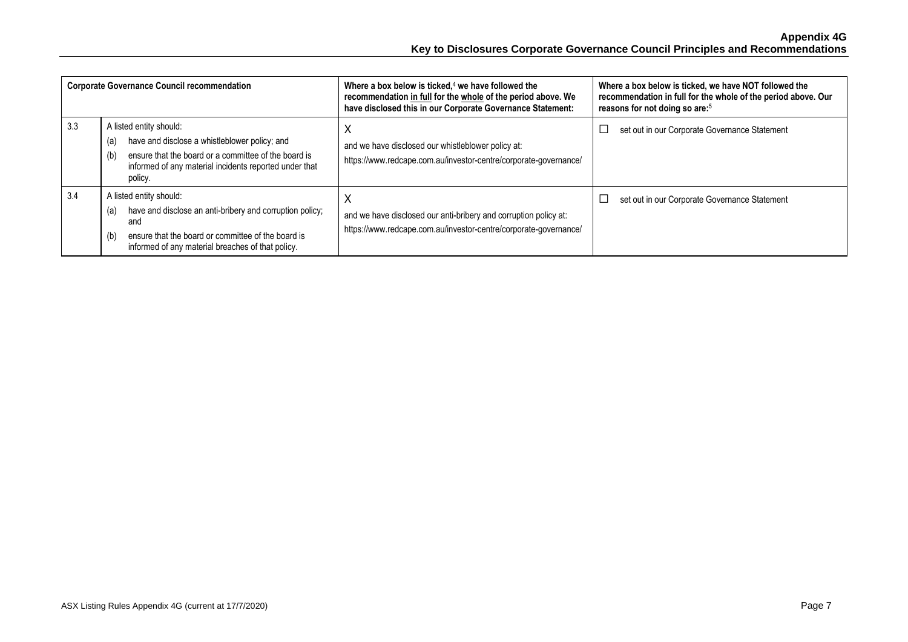| Corporate Governance Council recommendation | | Where a box below is ticked,[4] we have followed the recommendation in full for the whole of the period above. We have disclosed this in our Corporate Governance Statement: | Where a box below is ticked, we have NOT followed the recommendation in full for the whole of the period above. Our reasons for not doing so are:[5] |
|---|---|---|---|
| 3.3 | A listed entity should:<br>(a) have and disclose a whistleblower policy; and<br>(b) ensure that the board or a committee of the board is informed of any material incidents reported under that policy. | X<br>and we have disclosed our whistleblower policy at:<br>https://www.redcape.com.au/investor-centre/corporate-governance/ | ☐ set out in our Corporate Governance Statement |
| 3.4 | A listed entity should:<br>(a) have and disclose an anti-bribery and corruption policy; and<br>(b) ensure that the board or committee of the board is informed of any material breaches of that policy. | X<br>and we have disclosed our anti-bribery and corruption policy at:<br>https://www.redcape.com.au/investor-centre/corporate-governance/ | ☐ set out in our Corporate Governance Statement |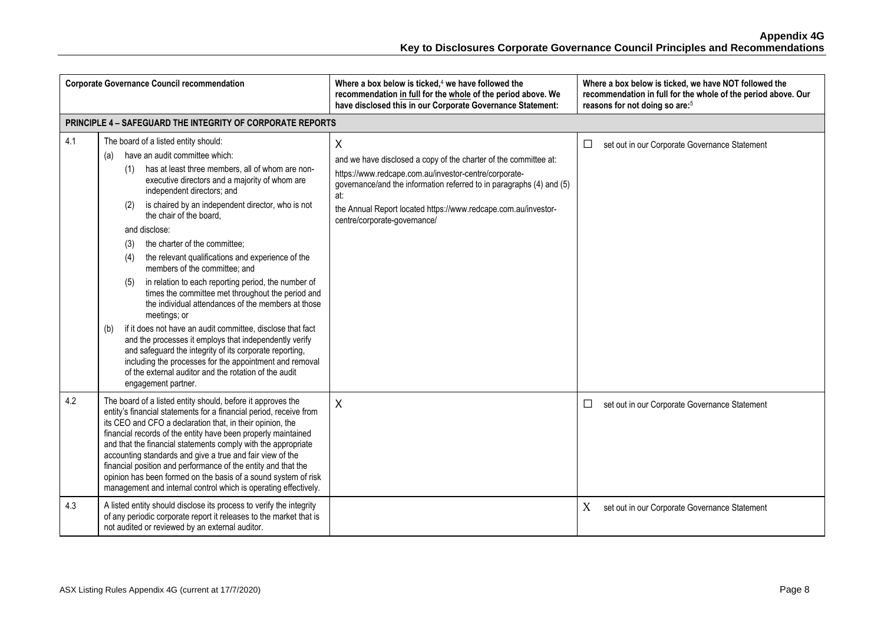| | Corporate Governance Council recommendation | Where a box below is ticked,[4] we have followed the recommendation in full for the whole of the period above. We have disclosed this in our Corporate Governance Statement: | Where a box below is ticked, we have NOT followed the recommendation in full for the whole of the period above. Our reasons for not doing so are:[5] |
|---|---|---|---|
| **PRINCIPLE 4 – SAFEGUARD THE INTEGRITY OF CORPORATE REPORTS** | | | |
| 4.1 | The board of a listed entity should:<br>(a) have an audit committee which:<br>(1) has at least three members, all of whom are non-executive directors and a majority of whom are independent directors; and<br>(2) is chaired by an independent director, who is not the chair of the board,<br>and disclose:<br>(3) the charter of the committee;<br>(4) the relevant qualifications and experience of the members of the committee; and<br>(5) in relation to each reporting period, the number of times the committee met throughout the period and the individual attendances of the members at those meetings; or<br>(b) if it does not have an audit committee, disclose that fact and the processes it employs that independently verify and safeguard the integrity of its corporate reporting, including the processes for the appointment and removal of the external auditor and the rotation of the audit engagement partner. | X<br>and we have disclosed a copy of the charter of the committee at:<br>https://www.redcape.com.au/investor-centre/corporate-governance/and the information referred to in paragraphs (4) and (5) at:<br>the Annual Report located https://www.redcape.com.au/investor-centre/corporate-governance/ | ☐ set out in our Corporate Governance Statement |
| 4.2 | The board of a listed entity should, before it approves the entity's financial statements for a financial period, receive from its CEO and CFO a declaration that, in their opinion, the financial records of the entity have been properly maintained and that the financial statements comply with the appropriate accounting standards and give a true and fair view of the financial position and performance of the entity and that the opinion has been formed on the basis of a sound system of risk management and internal control which is operating effectively. | X | ☐ set out in our Corporate Governance Statement |
| 4.3 | A listed entity should disclose its process to verify the integrity of any periodic corporate report it releases to the market that is not audited or reviewed by an external auditor. | | X set out in our Corporate Governance Statement |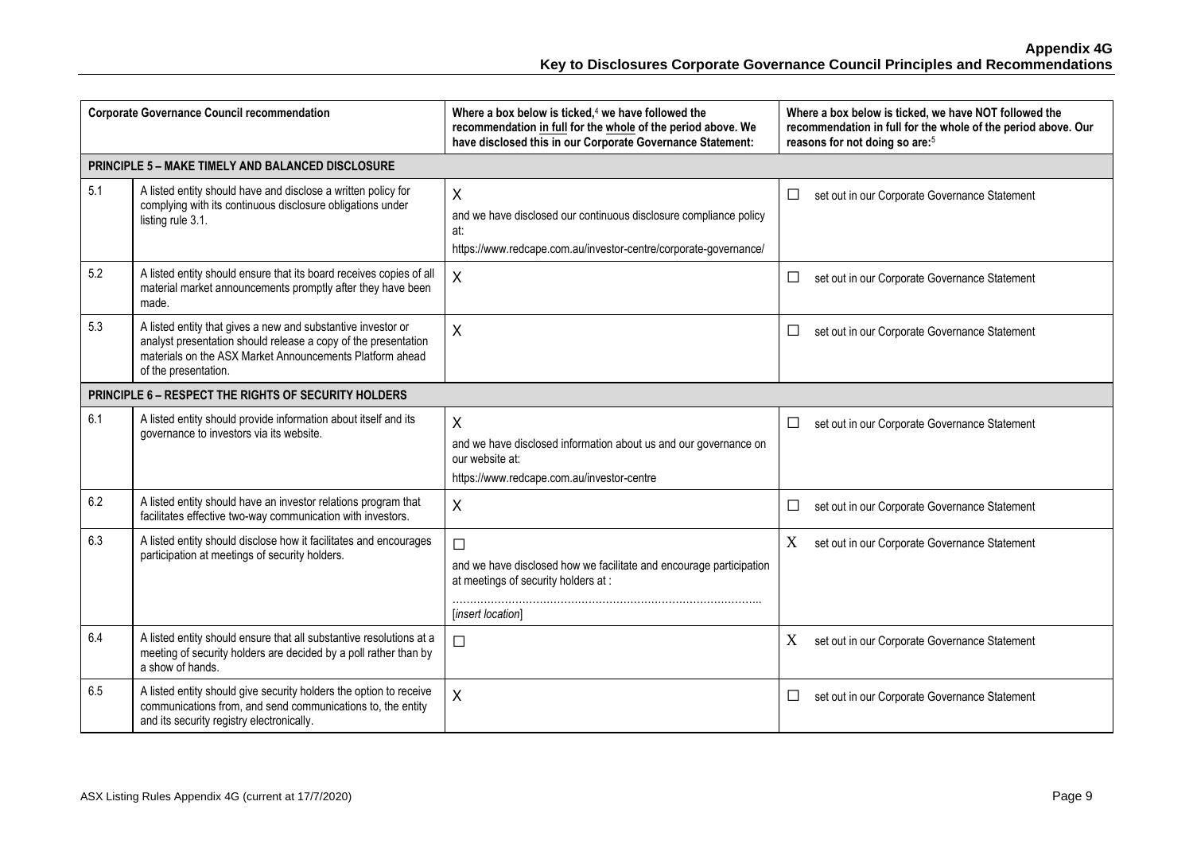| | Corporate Governance Council recommendation | Where a box below is ticked,[4] we have followed the recommendation in full for the whole of the period above. We have disclosed this in our Corporate Governance Statement: | Where a box below is ticked, we have NOT followed the recommendation in full for the whole of the period above. Our reasons for not doing so are:[5] |
|---|---|---|---|
| **PRINCIPLE 5 – MAKE TIMELY AND BALANCED DISCLOSURE** | | | |
| 5.1 | A listed entity should have and disclose a written policy for complying with its continuous disclosure obligations under listing rule 3.1. | X<br>and we have disclosed our continuous disclosure compliance policy at:<br>https://www.redcape.com.au/investor-centre/corporate-governance/ | ☐ set out in our Corporate Governance Statement |
| 5.2 | A listed entity should ensure that its board receives copies of all material market announcements promptly after they have been made. | X | ☐ set out in our Corporate Governance Statement |
| 5.3 | A listed entity that gives a new and substantive investor or analyst presentation should release a copy of the presentation materials on the ASX Market Announcements Platform ahead of the presentation. | X | ☐ set out in our Corporate Governance Statement |
| **PRINCIPLE 6 – RESPECT THE RIGHTS OF SECURITY HOLDERS** | | | |
| 6.1 | A listed entity should provide information about itself and its governance to investors via its website. | X<br>and we have disclosed information about us and our governance on our website at:<br>https://www.redcape.com.au/investor-centre | ☐ set out in our Corporate Governance Statement |
| 6.2 | A listed entity should have an investor relations program that facilitates effective two-way communication with investors. | X | ☐ set out in our Corporate Governance Statement |
| 6.3 | A listed entity should disclose how it facilitates and encourages participation at meetings of security holders. | ☐<br>and we have disclosed how we facilitate and encourage participation at meetings of security holders at :<br>………………………………………………………………………….. [*insert location*] | X set out in our Corporate Governance Statement |
| 6.4 | A listed entity should ensure that all substantive resolutions at a meeting of security holders are decided by a poll rather than by a show of hands. | ☐ | X set out in our Corporate Governance Statement |
| 6.5 | A listed entity should give security holders the option to receive communications from, and send communications to, the entity and its security registry electronically. | X | ☐ set out in our Corporate Governance Statement |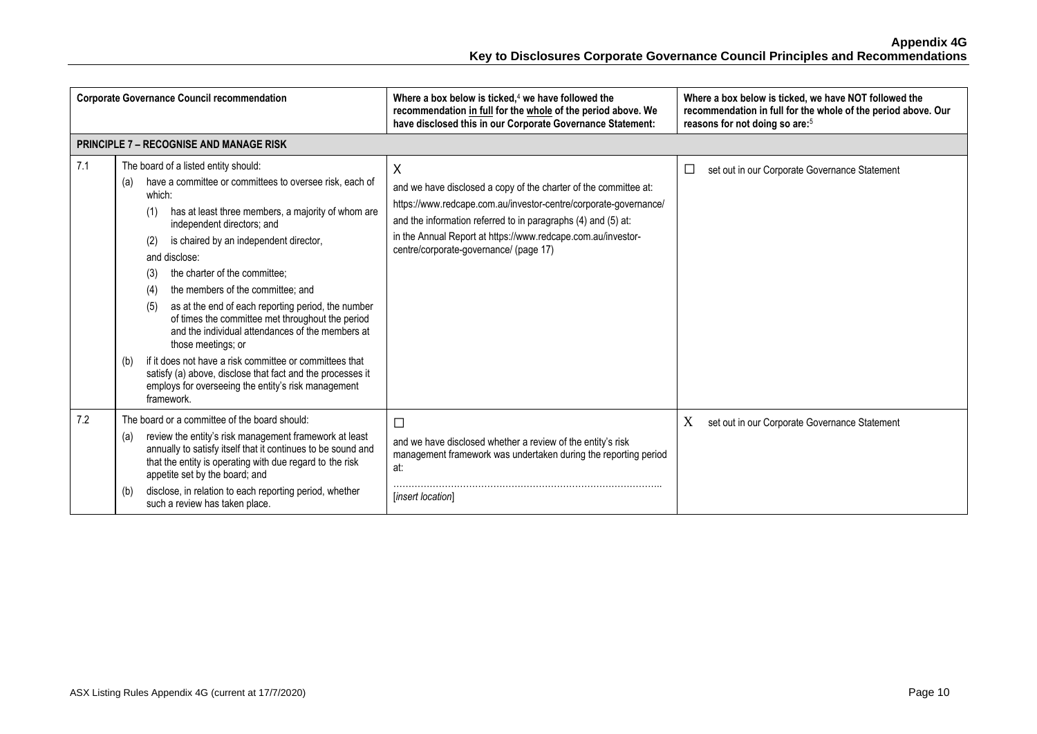**Appendix 4G**
**Key to Disclosures Corporate Governance Council Principles and Recommendations**

| Corporate Governance Council recommendation | | Where a box below is ticked,[4] we have followed the recommendation in full for the whole of the period above. We have disclosed this in our Corporate Governance Statement: | Where a box below is ticked, we have NOT followed the recommendation in full for the whole of the period above. Our reasons for not doing so are:[5] |
|---|---|---|---|
| **PRINCIPLE 7 – RECOGNISE AND MANAGE RISK** | | | |
| 7.1 | The board of a listed entity should:<br>(a) have a committee or committees to oversee risk, each of which:<br>(1) has at least three members, a majority of whom are independent directors; and<br>(2) is chaired by an independent director,<br>and disclose:<br>(3) the charter of the committee;<br>(4) the members of the committee; and<br>(5) as at the end of each reporting period, the number of times the committee met throughout the period and the individual attendances of the members at those meetings; or<br>(b) if it does not have a risk committee or committees that satisfy (a) above, disclose that fact and the processes it employs for overseeing the entity's risk management framework. | X<br>and we have disclosed a copy of the charter of the committee at:<br>https://www.redcape.com.au/investor-centre/corporate-governance/<br>and the information referred to in paragraphs (4) and (5) at:<br>in the Annual Report at https://www.redcape.com.au/investor-centre/corporate-governance/ (page 17) | ☐ set out in our Corporate Governance Statement |
| 7.2 | The board or a committee of the board should:<br>(a) review the entity's risk management framework at least annually to satisfy itself that it continues to be sound and that the entity is operating with due regard to the risk appetite set by the board; and<br>(b) disclose, in relation to each reporting period, whether such a review has taken place. | ☐<br>and we have disclosed whether a review of the entity's risk management framework was undertaken during the reporting period at:<br>…………………………………………………………………………<br>*[insert location]* | X set out in our Corporate Governance Statement |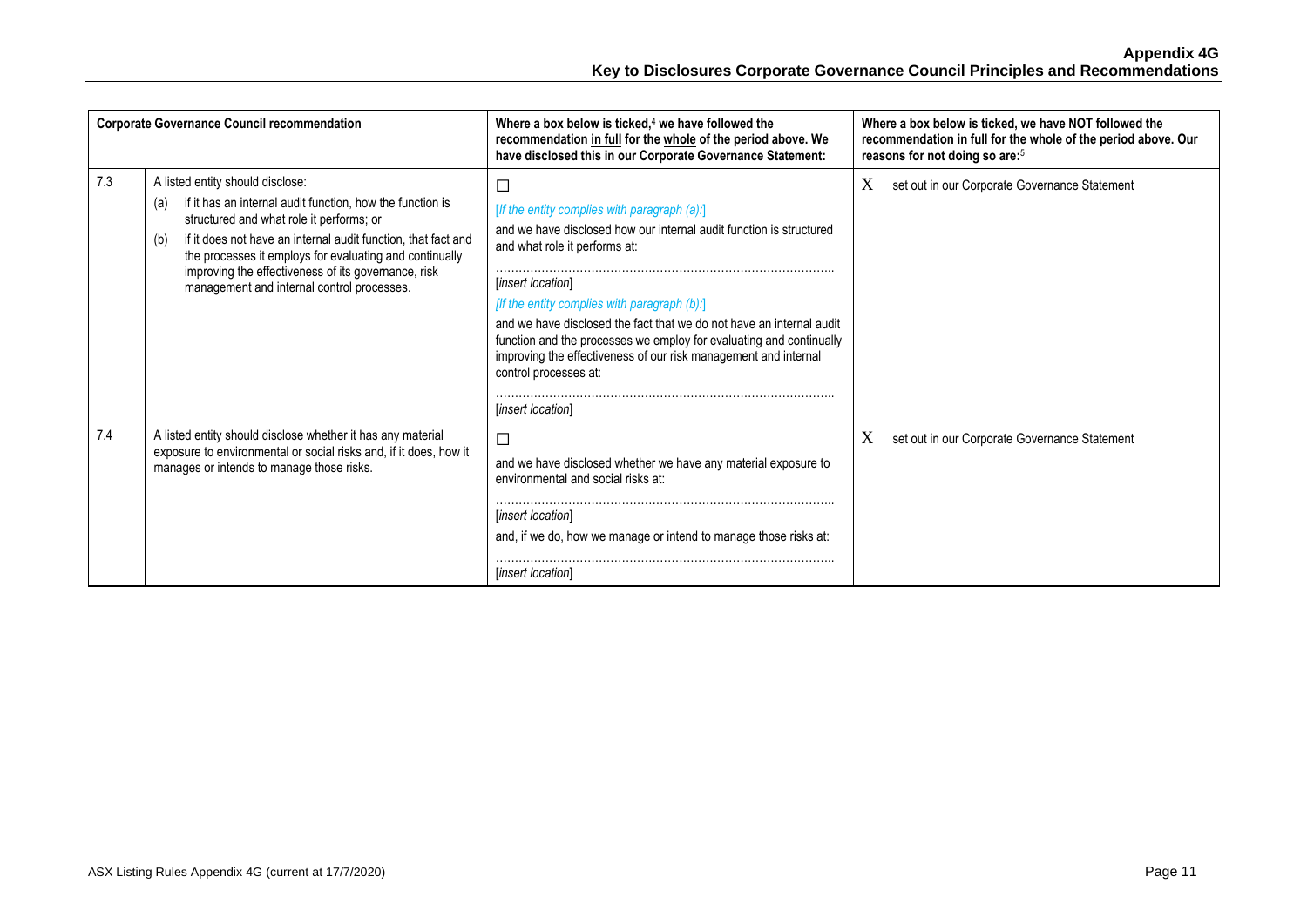| | Corporate Governance Council recommendation | Where a box below is ticked,[4] we have followed the recommendation <u>in full</u> for the <u>whole</u> of the period above. We have disclosed this in our Corporate Governance Statement: | Where a box below is ticked, we have NOT followed the recommendation in full for the whole of the period above. Our reasons for not doing so are:[5] |
|---|---|---|---|
| 7.3 | A listed entity should disclose:<br>(a) if it has an internal audit function, how the function is structured and what role it performs; or<br>(b) if it does not have an internal audit function, that fact and the processes it employs for evaluating and continually improving the effectiveness of its governance, risk management and internal control processes. | ☐<br>*[If the entity complies with paragraph (a):]*<br>and we have disclosed how our internal audit function is structured and what role it performs at:<br>……………………………………………………………………………<br>*[insert location]*<br>*[If the entity complies with paragraph (b):]*<br>and we have disclosed the fact that we do not have an internal audit function and the processes we employ for evaluating and continually improving the effectiveness of our risk management and internal control processes at:<br>……………………………………………………………………………<br>*[insert location]* | X set out in our Corporate Governance Statement |
| 7.4 | A listed entity should disclose whether it has any material exposure to environmental or social risks and, if it does, how it manages or intends to manage those risks. | ☐<br>and we have disclosed whether we have any material exposure to environmental and social risks at:<br>……………………………………………………………………………<br>*[insert location]*<br>and, if we do, how we manage or intend to manage those risks at:<br>……………………………………………………………………………<br>*[insert location]* | X set out in our Corporate Governance Statement |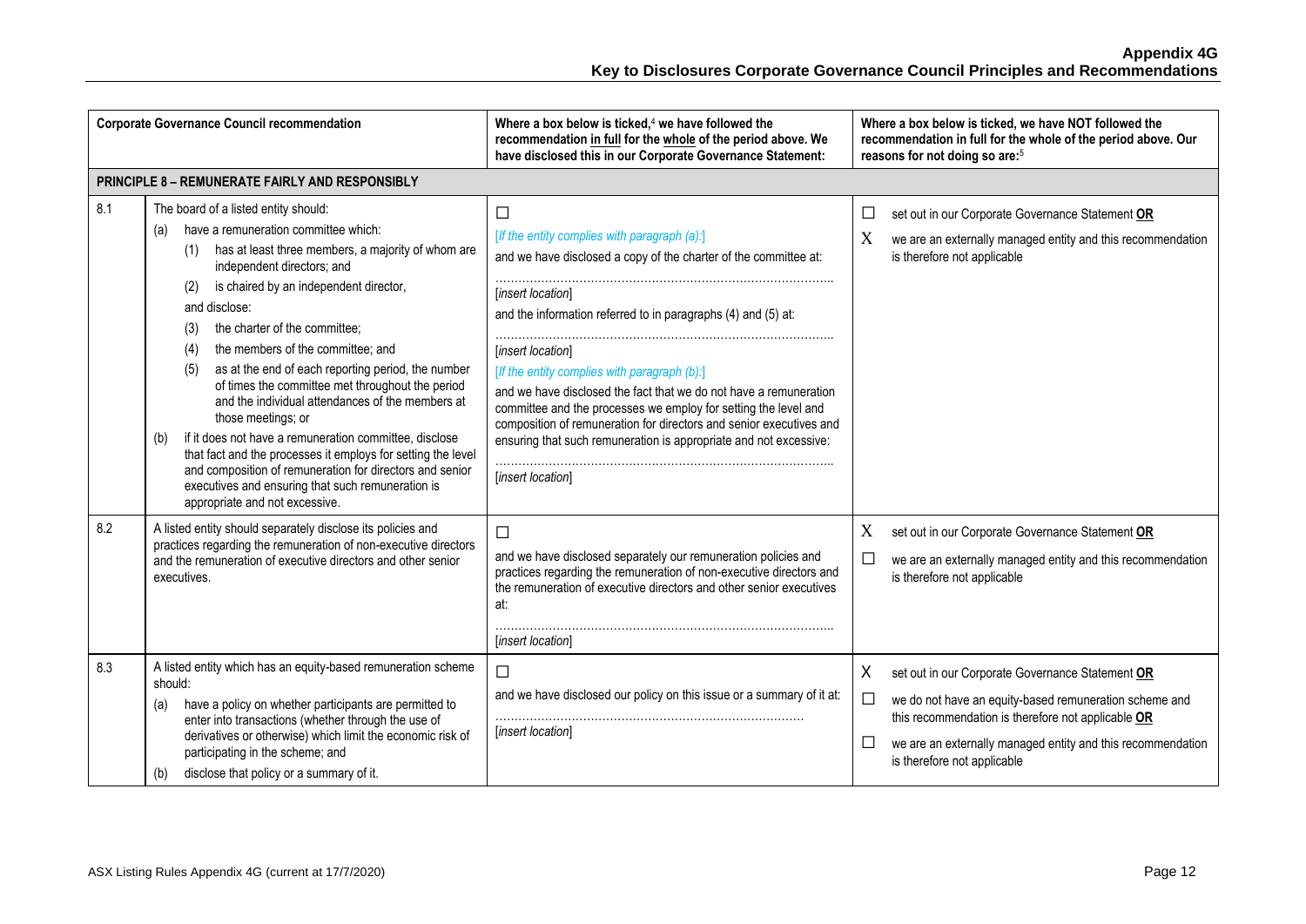## Appendix 4G
## Key to Disclosures Corporate Governance Council Principles and Recommendations

| | Corporate Governance Council recommendation | Where a box below is ticked,[4] we have followed the recommendation in full for the whole of the period above. We have disclosed this in our Corporate Governance Statement: | Where a box below is ticked, we have NOT followed the recommendation in full for the whole of the period above. Our reasons for not doing so are:[5] |
|---|---|---|---|
| **PRINCIPLE 8 – REMUNERATE FAIRLY AND RESPONSIBLY** | | | |
| 8.1 | The board of a listed entity should:<br>(a) have a remuneration committee which:<br>(1) has at least three members, a majority of whom are independent directors; and<br>(2) is chaired by an independent director,<br>and disclose:<br>(3) the charter of the committee;<br>(4) the members of the committee; and<br>(5) as at the end of each reporting period, the number of times the committee met throughout the period and the individual attendances of the members at those meetings; or<br>(b) if it does not have a remuneration committee, disclose that fact and the processes it employs for setting the level and composition of remuneration for directors and senior executives and ensuring that such remuneration is appropriate and not excessive. | ☐<br>*[If the entity complies with paragraph (a):]*<br>and we have disclosed a copy of the charter of the committee at:<br>……………………………………………………………………………<br>*[insert location]*<br>and the information referred to in paragraphs (4) and (5) at:<br>……………………………………………………………………………<br>*[insert location]*<br>*[If the entity complies with paragraph (b):]*<br>and we have disclosed the fact that we do not have a remuneration committee and the processes we employ for setting the level and composition of remuneration for directors and senior executives and ensuring that such remuneration is appropriate and not excessive:<br>……………………………………………………………………………<br>*[insert location]* | ☐ set out in our Corporate Governance Statement **OR**<br>X we are an externally managed entity and this recommendation is therefore not applicable |
| 8.2 | A listed entity should separately disclose its policies and practices regarding the remuneration of non-executive directors and the remuneration of executive directors and other senior executives. | ☐<br>and we have disclosed separately our remuneration policies and practices regarding the remuneration of non-executive directors and the remuneration of executive directors and other senior executives at:<br>……………………………………………………………………………<br>*[insert location]* | X set out in our Corporate Governance Statement **OR**<br>☐ we are an externally managed entity and this recommendation is therefore not applicable |
| 8.3 | A listed entity which has an equity-based remuneration scheme should:<br>(a) have a policy on whether participants are permitted to enter into transactions (whether through the use of derivatives or otherwise) which limit the economic risk of participating in the scheme; and<br>(b) disclose that policy or a summary of it. | ☐<br>and we have disclosed our policy on this issue or a summary of it at:<br>……………………………………………………………………<br>*[insert location]* | X set out in our Corporate Governance Statement **OR**<br>☐ we do not have an equity-based remuneration scheme and this recommendation is therefore not applicable **OR**<br>☐ we are an externally managed entity and this recommendation is therefore not applicable |

ASX Listing Rules Appendix 4G (current at 17/7/2020)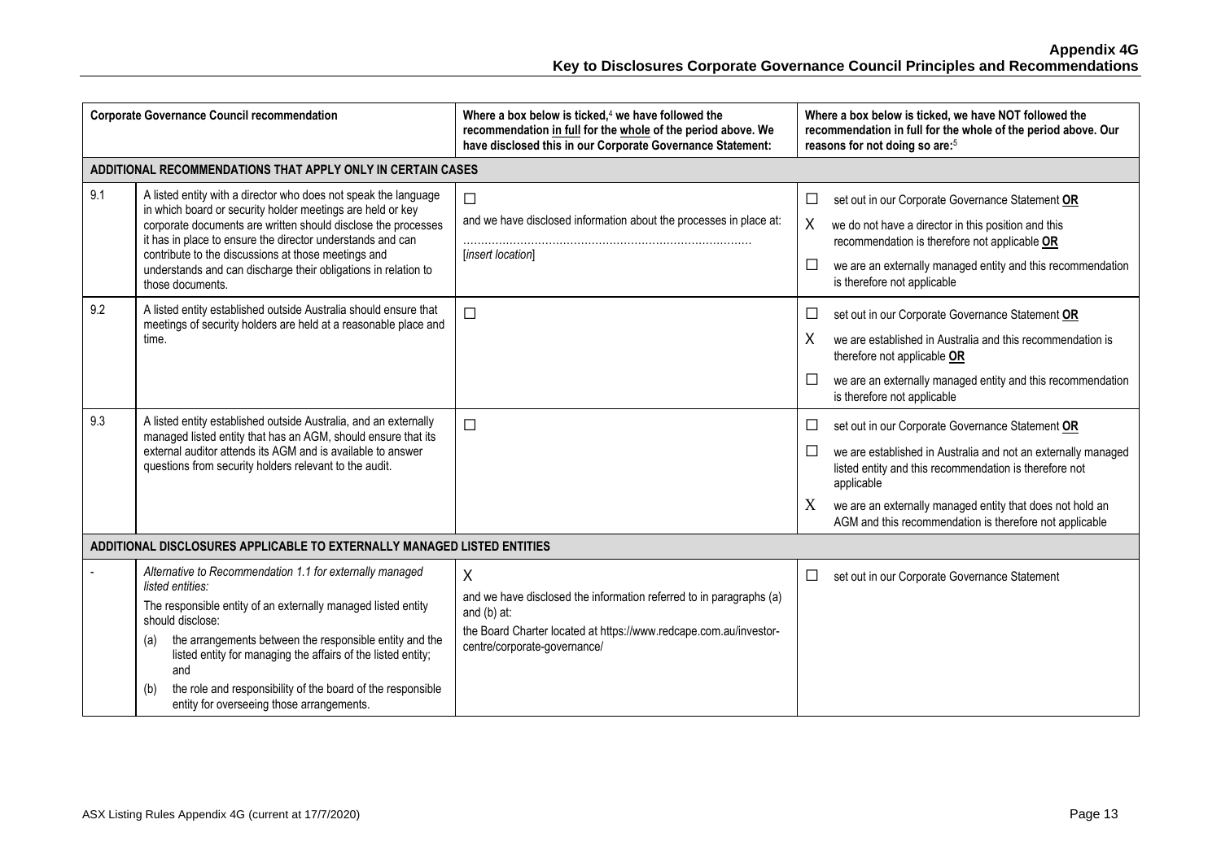| Corporate Governance Council recommendation | | Where a box below is ticked,[4] we have followed the recommendation in full for the whole of the period above. We have disclosed this in our Corporate Governance Statement: | Where a box below is ticked, we have NOT followed the recommendation in full for the whole of the period above. Our reasons for not doing so are:[5] |
|---|---|---|---|
| **ADDITIONAL RECOMMENDATIONS THAT APPLY ONLY IN CERTAIN CASES** | | | |
| 9.1 | A listed entity with a director who does not speak the language in which board or security holder meetings are held or key corporate documents are written should disclose the processes it has in place to ensure the director understands and can contribute to the discussions at those meetings and understands and can discharge their obligations in relation to those documents. | ☐<br>and we have disclosed information about the processes in place at:<br>……………………………………………………………………<br>[*insert location*] | ☐ set out in our Corporate Governance Statement **OR**<br>X we do not have a director in this position and this recommendation is therefore not applicable **OR**<br>☐ we are an externally managed entity and this recommendation is therefore not applicable |
| 9.2 | A listed entity established outside Australia should ensure that meetings of security holders are held at a reasonable place and time. | ☐ | ☐ set out in our Corporate Governance Statement **OR**<br>X we are established in Australia and this recommendation is therefore not applicable **OR**<br>☐ we are an externally managed entity and this recommendation is therefore not applicable |
| 9.3 | A listed entity established outside Australia, and an externally managed listed entity that has an AGM, should ensure that its external auditor attends its AGM and is available to answer questions from security holders relevant to the audit. | ☐ | ☐ set out in our Corporate Governance Statement **OR**<br>☐ we are established in Australia and not an externally managed listed entity and this recommendation is therefore not applicable<br>X we are an externally managed entity that does not hold an AGM and this recommendation is therefore not applicable |
| **ADDITIONAL DISCLOSURES APPLICABLE TO EXTERNALLY MANAGED LISTED ENTITIES** | | | |
| - | *Alternative to Recommendation 1.1 for externally managed listed entities:*<br>The responsible entity of an externally managed listed entity should disclose:<br>(a) the arrangements between the responsible entity and the listed entity for managing the affairs of the listed entity; and<br>(b) the role and responsibility of the board of the responsible entity for overseeing those arrangements. | X<br>and we have disclosed the information referred to in paragraphs (a) and (b) at:<br>the Board Charter located at https://www.redcape.com.au/investor-centre/corporate-governance/ | ☐ set out in our Corporate Governance Statement |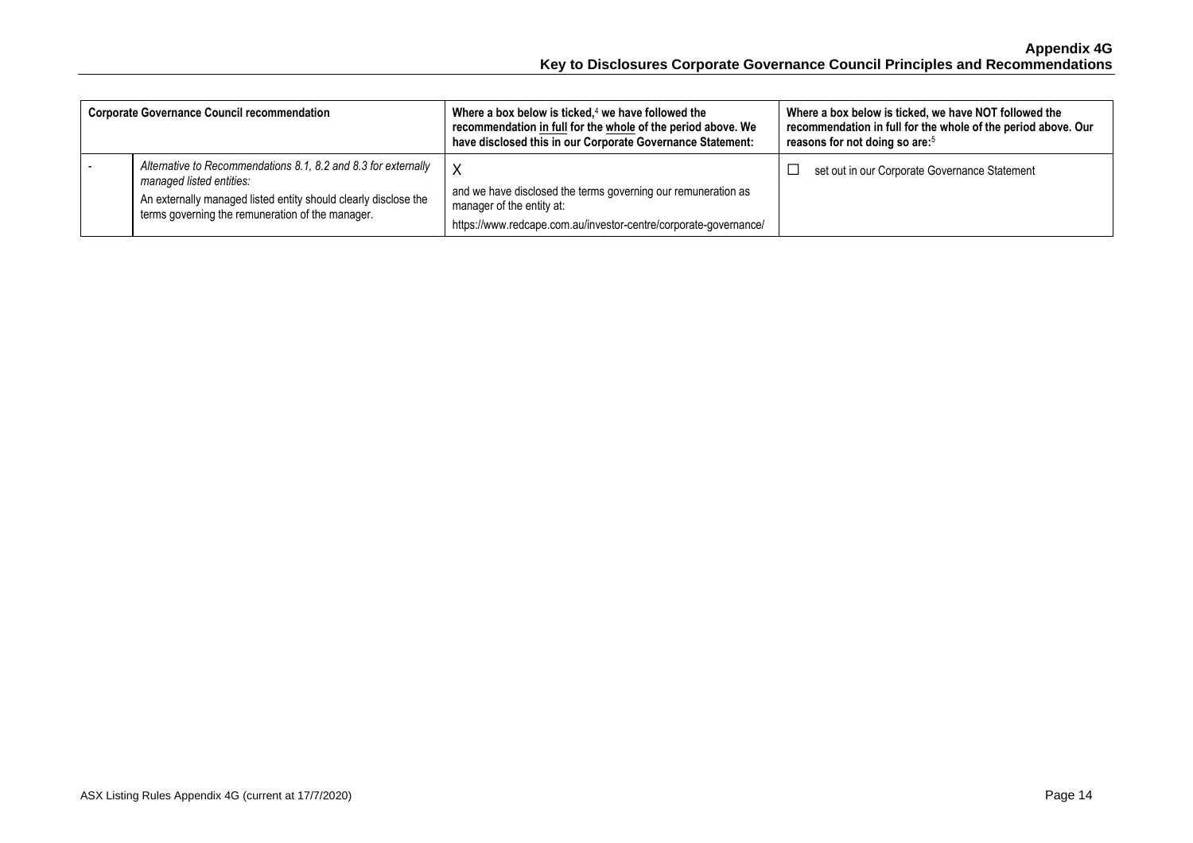| Corporate Governance Council recommendation | | Where a box below is ticked,[4] we have followed the recommendation in full for the whole of the period above. We have disclosed this in our Corporate Governance Statement: | Where a box below is ticked, we have NOT followed the recommendation in full for the whole of the period above. Our reasons for not doing so are:[5] |
|---|---|---|---|
| - | *Alternative to Recommendations 8.1, 8.2 and 8.3 for externally managed listed entities:* An externally managed listed entity should clearly disclose the terms governing the remuneration of the manager. | X and we have disclosed the terms governing our remuneration as manager of the entity at: https://www.redcape.com.au/investor-centre/corporate-governance/ | ☐ set out in our Corporate Governance Statement |